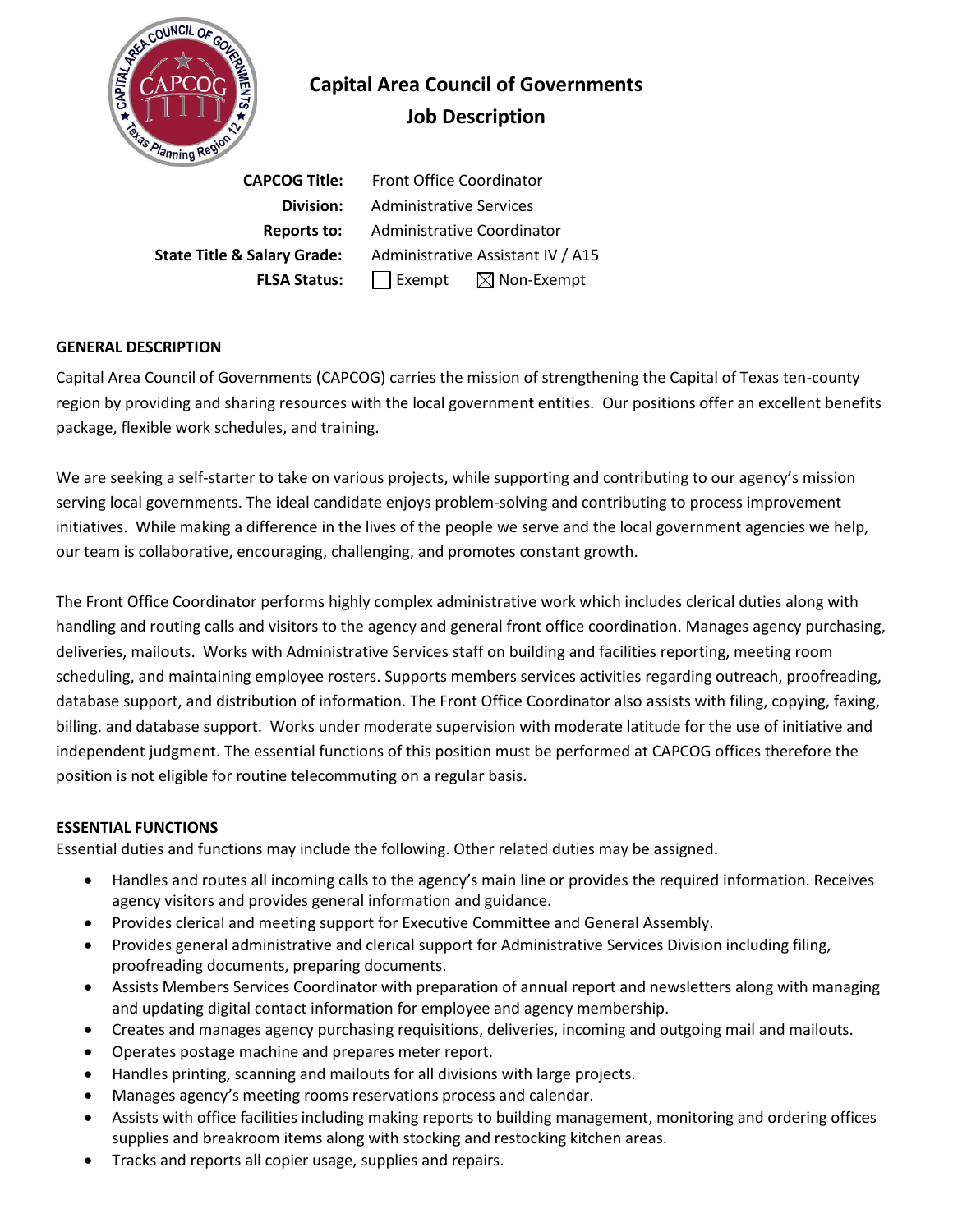# Capital Area Council of Governments
## Job Description

**CAPCOG Title:** Front Office Coordinator
**Division:** Administrative Services
**Reports to:** Administrative Coordinator
**State Title & Salary Grade:** Administrative Assistant IV / A15
**FLSA Status:** ☐ Exempt ☒ Non-Exempt

---

**GENERAL DESCRIPTION**

Capital Area Council of Governments (CAPCOG) carries the mission of strengthening the Capital of Texas ten-county region by providing and sharing resources with the local government entities. Our positions offer an excellent benefits package, flexible work schedules, and training.

We are seeking a self-starter to take on various projects, while supporting and contributing to our agency's mission serving local governments. The ideal candidate enjoys problem-solving and contributing to process improvement initiatives. While making a difference in the lives of the people we serve and the local government agencies we help, our team is collaborative, encouraging, challenging, and promotes constant growth.

The Front Office Coordinator performs highly complex administrative work which includes clerical duties along with handling and routing calls and visitors to the agency and general front office coordination. Manages agency purchasing, deliveries, mailouts. Works with Administrative Services staff on building and facilities reporting, meeting room scheduling, and maintaining employee rosters. Supports members services activities regarding outreach, proofreading, database support, and distribution of information. The Front Office Coordinator also assists with filing, copying, faxing, billing. and database support. Works under moderate supervision with moderate latitude for the use of initiative and independent judgment. The essential functions of this position must be performed at CAPCOG offices therefore the position is not eligible for routine telecommuting on a regular basis.

**ESSENTIAL FUNCTIONS**

Essential duties and functions may include the following. Other related duties may be assigned.

- Handles and routes all incoming calls to the agency's main line or provides the required information. Receives agency visitors and provides general information and guidance.
- Provides clerical and meeting support for Executive Committee and General Assembly.
- Provides general administrative and clerical support for Administrative Services Division including filing, proofreading documents, preparing documents.
- Assists Members Services Coordinator with preparation of annual report and newsletters along with managing and updating digital contact information for employee and agency membership.
- Creates and manages agency purchasing requisitions, deliveries, incoming and outgoing mail and mailouts.
- Operates postage machine and prepares meter report.
- Handles printing, scanning and mailouts for all divisions with large projects.
- Manages agency's meeting rooms reservations process and calendar.
- Assists with office facilities including making reports to building management, monitoring and ordering offices supplies and breakroom items along with stocking and restocking kitchen areas.
- Tracks and reports all copier usage, supplies and repairs.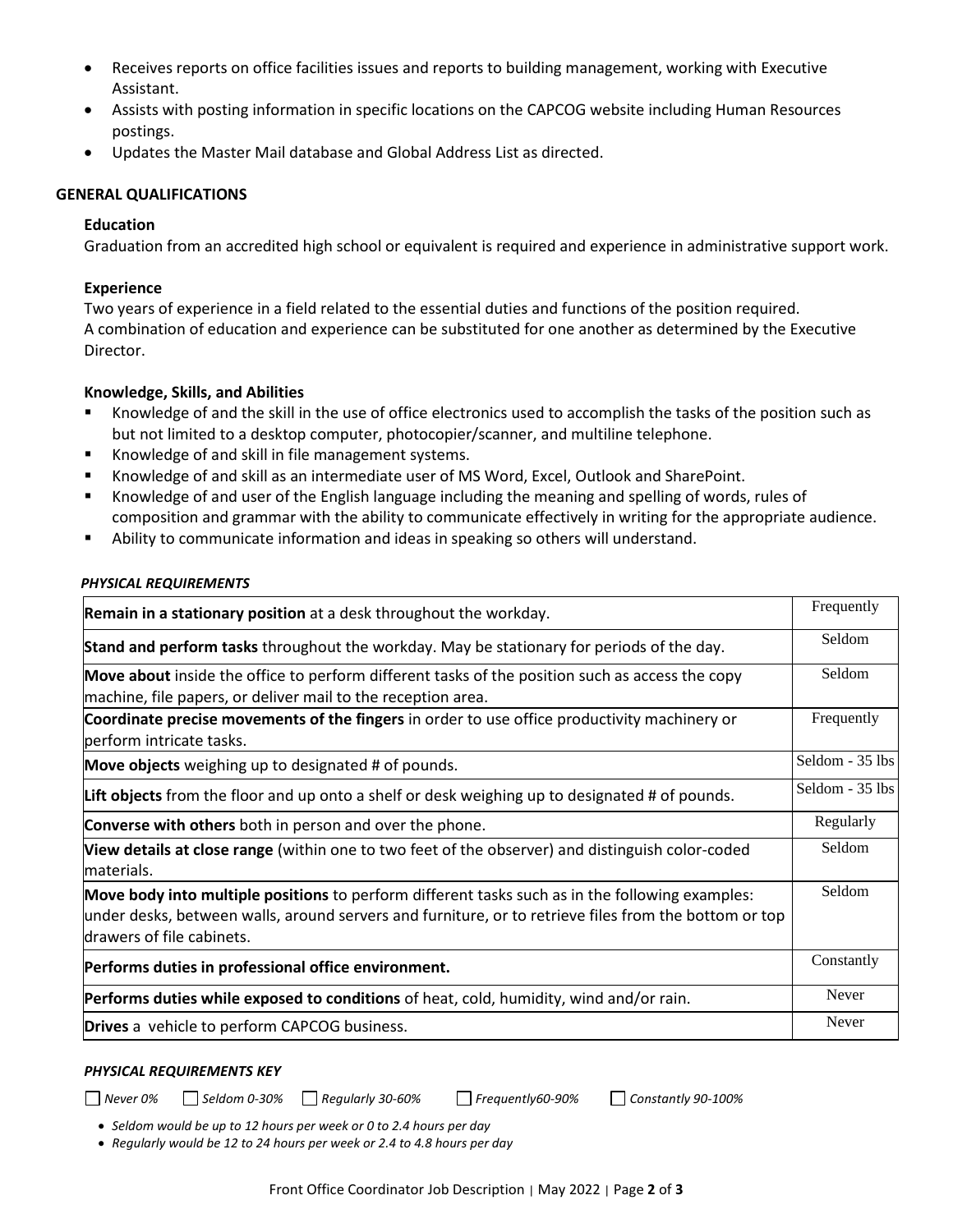- Receives reports on office facilities issues and reports to building management, working with Executive Assistant.
- Assists with posting information in specific locations on the CAPCOG website including Human Resources postings.
- Updates the Master Mail database and Global Address List as directed.

## GENERAL QUALIFICATIONS

### Education

Graduation from an accredited high school or equivalent is required and experience in administrative support work.

### Experience

Two years of experience in a field related to the essential duties and functions of the position required.
A combination of education and experience can be substituted for one another as determined by the Executive Director.

### Knowledge, Skills, and Abilities

- Knowledge of and the skill in the use of office electronics used to accomplish the tasks of the position such as but not limited to a desktop computer, photocopier/scanner, and multiline telephone.
- Knowledge of and skill in file management systems.
- Knowledge of and skill as an intermediate user of MS Word, Excel, Outlook and SharePoint.
- Knowledge of and user of the English language including the meaning and spelling of words, rules of composition and grammar with the ability to communicate effectively in writing for the appropriate audience.
- Ability to communicate information and ideas in speaking so others will understand.

***PHYSICAL REQUIREMENTS***

| Requirement | Frequency |
|---|---|
| **Remain in a stationary position** at a desk throughout the workday. | Frequently |
| **Stand and perform tasks** throughout the workday. May be stationary for periods of the day. | Seldom |
| **Move about** inside the office to perform different tasks of the position such as access the copy machine, file papers, or deliver mail to the reception area. | Seldom |
| **Coordinate precise movements of the fingers** in order to use office productivity machinery or perform intricate tasks. | Frequently |
| **Move objects** weighing up to designated # of pounds. | Seldom - 35 lbs |
| **Lift objects** from the floor and up onto a shelf or desk weighing up to designated # of pounds. | Seldom - 35 lbs |
| **Converse with others** both in person and over the phone. | Regularly |
| **View details at close range** (within one to two feet of the observer) and distinguish color-coded materials. | Seldom |
| **Move body into multiple positions** to perform different tasks such as in the following examples: under desks, between walls, around servers and furniture, or to retrieve files from the bottom or top drawers of file cabinets. | Seldom |
| **Performs duties in professional office environment.** | Constantly |
| **Performs duties while exposed to conditions** of heat, cold, humidity, wind and/or rain. | Never |
| **Drives** a vehicle to perform CAPCOG business. | Never |

***PHYSICAL REQUIREMENTS KEY***

☐ *Never 0%* ☐ *Seldom 0-30%* ☐ *Regularly 30-60%* ☐ *Frequently60-90%* ☐ *Constantly 90-100%*

- *Seldom would be up to 12 hours per week or 0 to 2.4 hours per day*
- *Regularly would be 12 to 24 hours per week or 2.4 to 4.8 hours per day*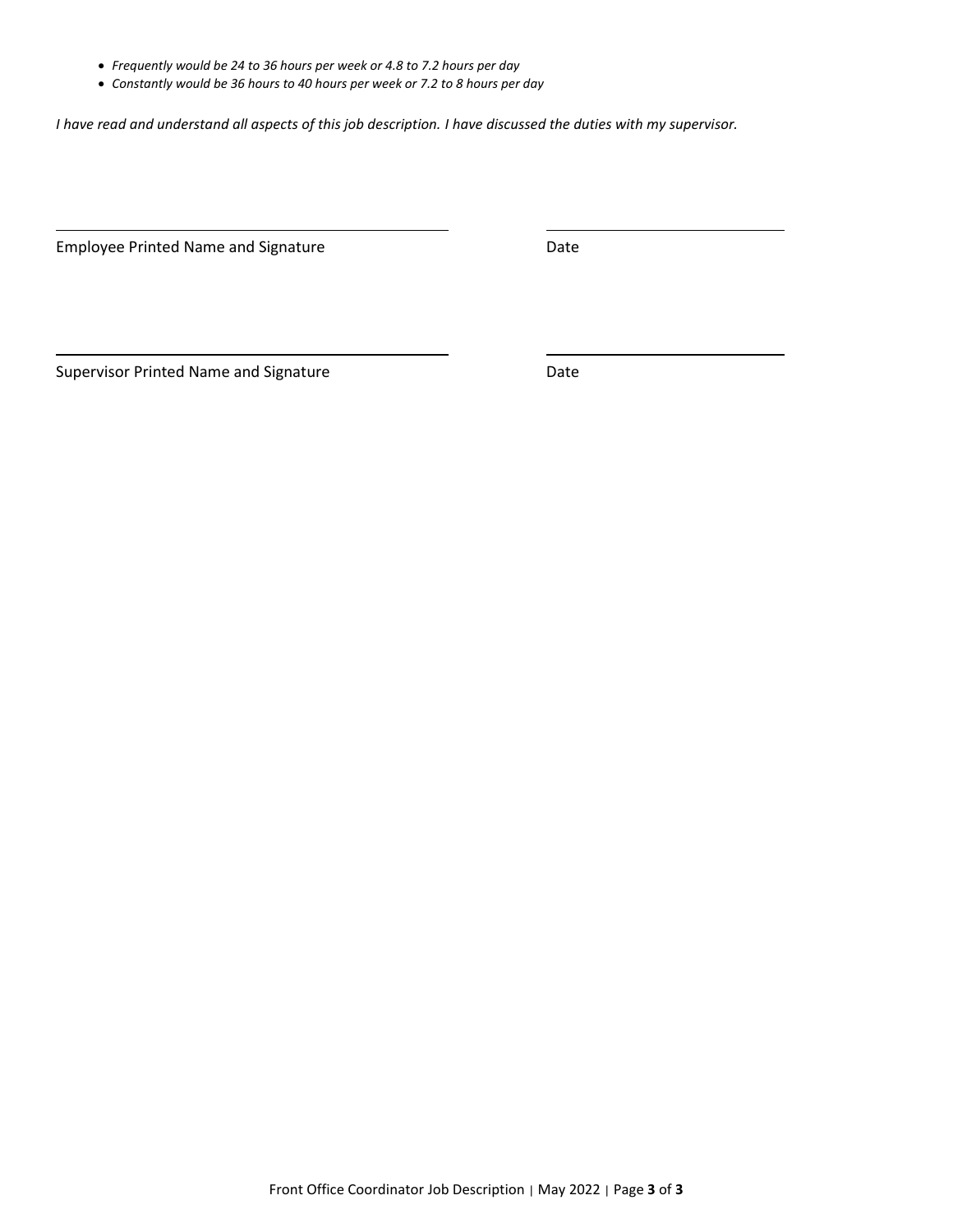- *Frequently would be 24 to 36 hours per week or 4.8 to 7.2 hours per day*
- *Constantly would be 36 hours to 40 hours per week or 7.2 to 8 hours per day*

*I have read and understand all aspects of this job description. I have discussed the duties with my supervisor.*

\_\_\_\_\_\_\_\_\_\_\_\_\_\_\_\_\_\_\_\_\_\_\_\_\_\_\_\_\_\_\_\_\_\_\_\_\_\_\_\_ \_\_\_\_\_\_\_\_\_\_\_\_\_\_\_\_\_\_\_\_\_\_\_\_

Employee Printed Name and Signature Date

\_\_\_\_\_\_\_\_\_\_\_\_\_\_\_\_\_\_\_\_\_\_\_\_\_\_\_\_\_\_\_\_\_\_\_\_\_\_\_\_ \_\_\_\_\_\_\_\_\_\_\_\_\_\_\_\_\_\_\_\_\_\_\_\_

Supervisor Printed Name and Signature Date